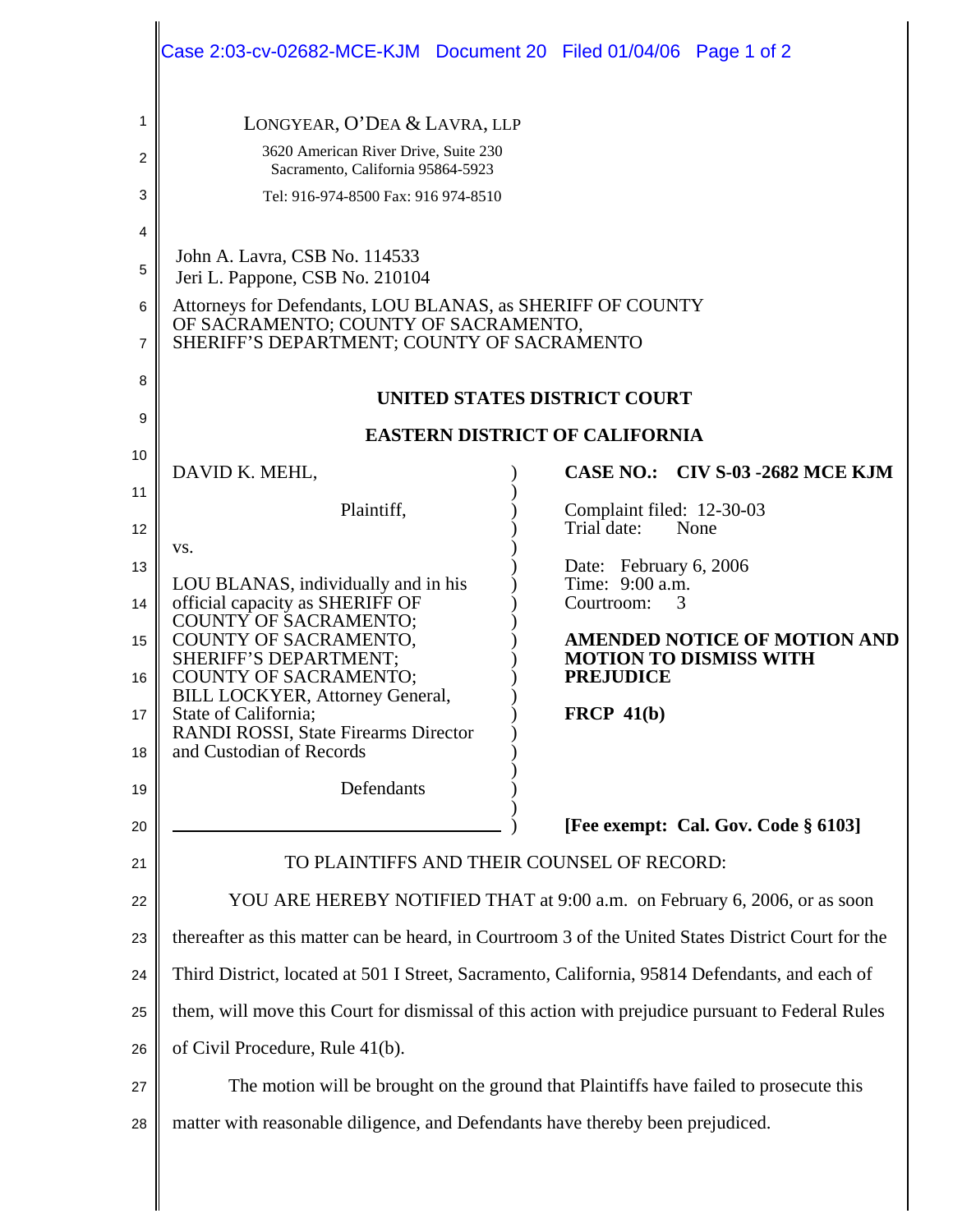LONGYEAR, O'DEA & LAVRA, LLP
3620 American River Drive, Suite 230
Sacramento, California 95864-5923
Tel: 916-974-8500 Fax: 916 974-8510

John A. Lavra, CSB No. 114533
Jeri L. Pappone, CSB No. 210104

Attorneys for Defendants, LOU BLANAS, as SHERIFF OF COUNTY OF SACRAMENTO; COUNTY OF SACRAMENTO, SHERIFF'S DEPARTMENT; COUNTY OF SACRAMENTO

**UNITED STATES DISTRICT COURT**

**EASTERN DISTRICT OF CALIFORNIA**

| | |
|---|---|
| DAVID K. MEHL,<br><br>Plaintiff,<br><br>vs.<br><br>LOU BLANAS, individually and in his official capacity as SHERIFF OF COUNTY OF SACRAMENTO; COUNTY OF SACRAMENTO, SHERIFF'S DEPARTMENT; COUNTY OF SACRAMENTO; BILL LOCKYER, Attorney General, State of California; RANDI ROSSI, State Firearms Director and Custodian of Records<br><br>Defendants | **CASE NO.: CIV S-03 -2682 MCE KJM**<br><br>Complaint filed: 12-30-03<br>Trial date: None<br><br>Date: February 6, 2006<br>Time: 9:00 a.m.<br>Courtroom: 3<br><br>**AMENDED NOTICE OF MOTION AND MOTION TO DISMISS WITH PREJUDICE**<br><br>**FRCP 41(b)**<br><br>**[Fee exempt: Cal. Gov. Code § 6103]** |

TO PLAINTIFFS AND THEIR COUNSEL OF RECORD:

YOU ARE HEREBY NOTIFIED THAT at 9:00 a.m. on February 6, 2006, or as soon thereafter as this matter can be heard, in Courtroom 3 of the United States District Court for the Third District, located at 501 I Street, Sacramento, California, 95814 Defendants, and each of them, will move this Court for dismissal of this action with prejudice pursuant to Federal Rules of Civil Procedure, Rule 41(b).

The motion will be brought on the ground that Plaintiffs have failed to prosecute this matter with reasonable diligence, and Defendants have thereby been prejudiced.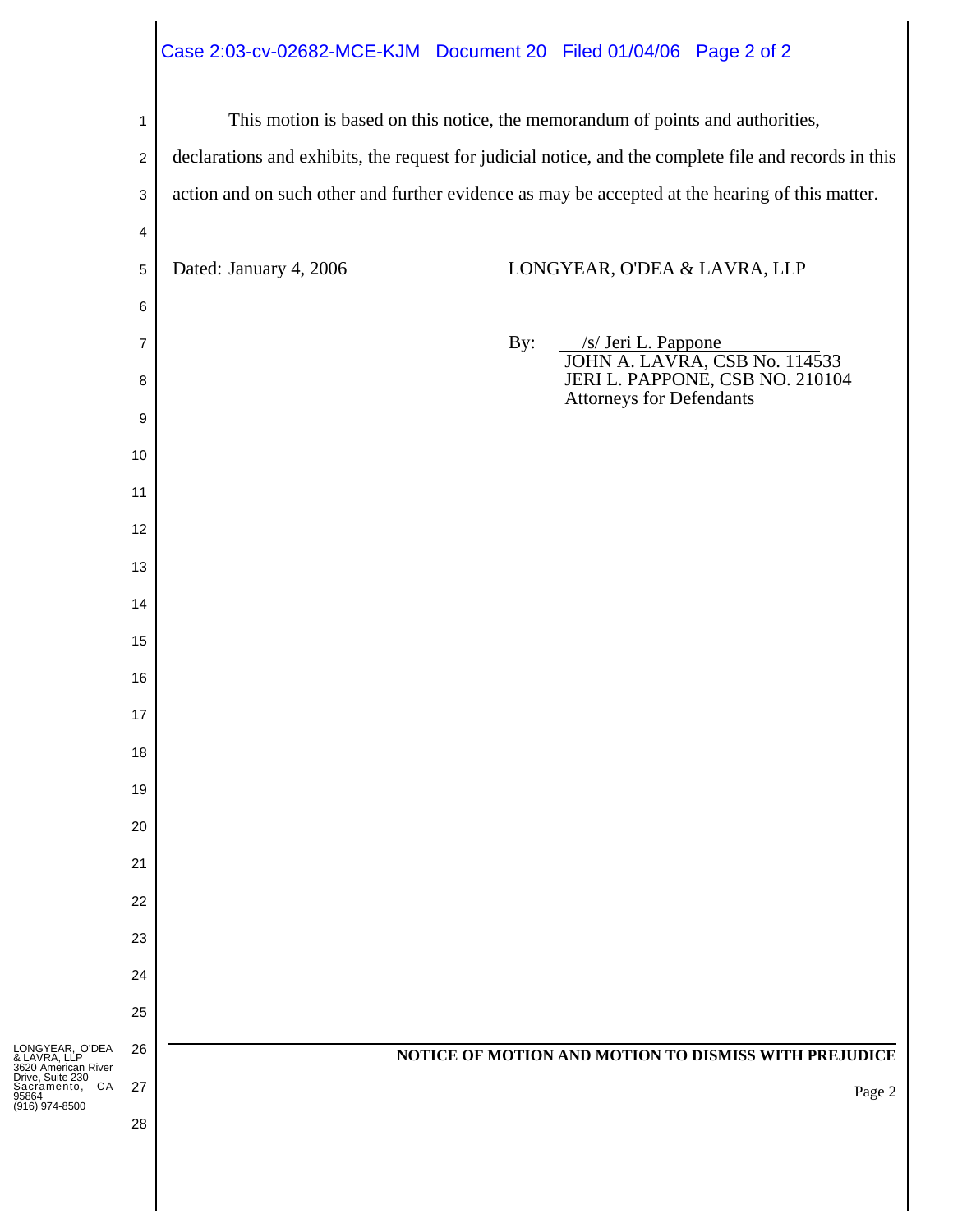This motion is based on this notice, the memorandum of points and authorities, declarations and exhibits, the request for judicial notice, and the complete file and records in this action and on such other and further evidence as may be accepted at the hearing of this matter.

Dated: January 4, 2006

LONGYEAR, O'DEA & LAVRA, LLP

By: /s/ Jeri L. Pappone
JOHN A. LAVRA, CSB No. 114533
JERI L. PAPPONE, CSB NO. 210104
Attorneys for Defendants